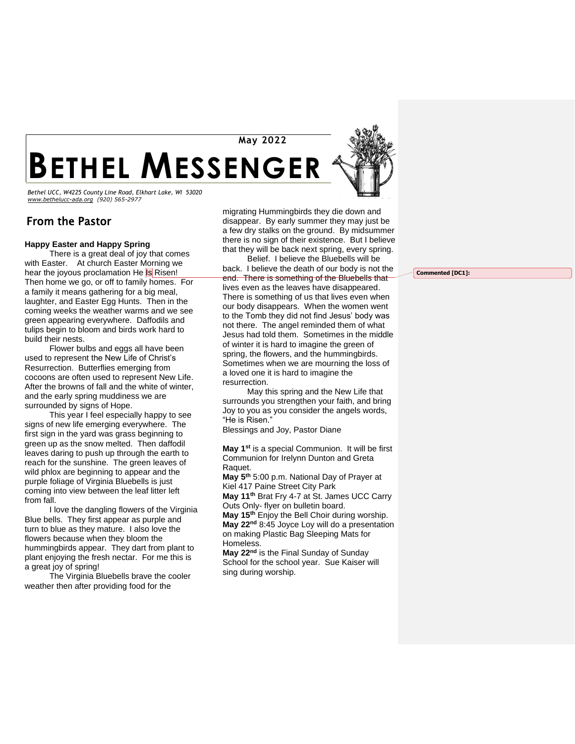May 2022

# BETHEL MESSENGER

*Bethel UCC, W4225 County Line Road, Elkhart Lake, WI 53020*
*www.bethelucc-ada.org (920) 565-2977*

## From the Pastor

**Happy Easter and Happy Spring**

There is a great deal of joy that comes with Easter. At church Easter Morning we hear the joyous proclamation He Is Risen! Then home we go, or off to family homes. For a family it means gathering for a big meal, laughter, and Easter Egg Hunts. Then in the coming weeks the weather warms and we see green appearing everywhere. Daffodils and tulips begin to bloom and birds work hard to build their nests.

Flower bulbs and eggs all have been used to represent the New Life of Christ's Resurrection. Butterflies emerging from cocoons are often used to represent New Life. After the browns of fall and the white of winter, and the early spring muddiness we are surrounded by signs of Hope.

This year I feel especially happy to see signs of new life emerging everywhere. The first sign in the yard was grass beginning to green up as the snow melted. Then daffodil leaves daring to push up through the earth to reach for the sunshine. The green leaves of wild phlox are beginning to appear and the purple foliage of Virginia Bluebells is just coming into view between the leaf litter left from fall.

I love the dangling flowers of the Virginia Blue bells. They first appear as purple and turn to blue as they mature. I also love the flowers because when they bloom the hummingbirds appear. They dart from plant to plant enjoying the fresh nectar. For me this is a great joy of spring!

The Virginia Bluebells brave the cooler weather then after providing food for the migrating Hummingbirds they die down and disappear. By early summer they may just be a few dry stalks on the ground. By midsummer there is no sign of their existence. But I believe that they will be back next spring, every spring.

Belief. I believe the Bluebells will be back. I believe the death of our body is not the end. There is something of the Bluebells that lives even as the leaves have disappeared. There is something of us that lives even when our body disappears. When the women went to the Tomb they did not find Jesus' body was not there. The angel reminded them of what Jesus had told them. Sometimes in the middle of winter it is hard to imagine the green of spring, the flowers, and the hummingbirds. Sometimes when we are mourning the loss of a loved one it is hard to imagine the resurrection.

May this spring and the New Life that surrounds you strengthen your faith, and bring Joy to you as you consider the angels words, "He is Risen."

Blessings and Joy, Pastor Diane

**May 1st** is a special Communion. It will be first Communion for Irelynn Dunton and Greta Raquet.
**May 5th** 5:00 p.m. National Day of Prayer at Kiel 417 Paine Street City Park
**May 11th** Brat Fry 4-7 at St. James UCC Carry Outs Only- flyer on bulletin board.
**May 15th** Enjoy the Bell Choir during worship.
**May 22nd** 8:45 Joyce Loy will do a presentation on making Plastic Bag Sleeping Mats for Homeless.
**May 22nd** is the Final Sunday of Sunday School for the school year. Sue Kaiser will sing during worship.

Commented [DC1]: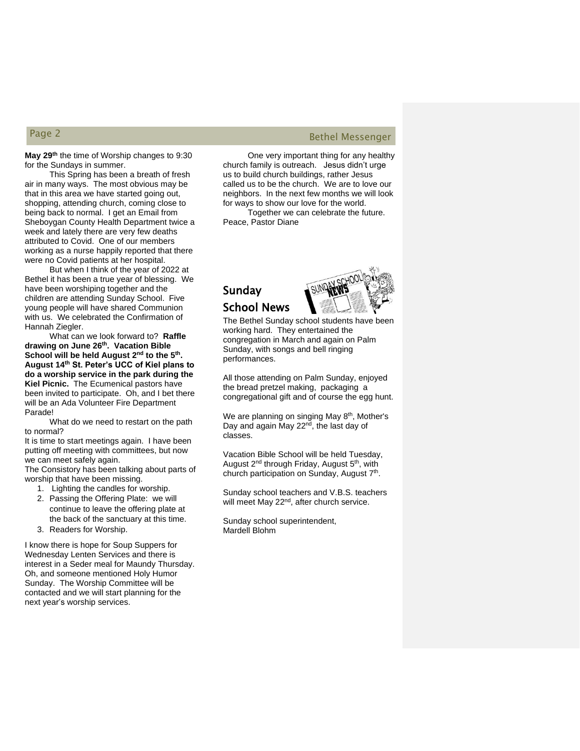**May 29th** the time of Worship changes to 9:30 for the Sundays in summer.

This Spring has been a breath of fresh air in many ways. The most obvious may be that in this area we have started going out, shopping, attending church, coming close to being back to normal. I get an Email from Sheboygan County Health Department twice a week and lately there are very few deaths attributed to Covid. One of our members working as a nurse happily reported that there were no Covid patients at her hospital.

But when I think of the year of 2022 at Bethel it has been a true year of blessing. We have been worshiping together and the children are attending Sunday School. Five young people will have shared Communion with us. We celebrated the Confirmation of Hannah Ziegler.

What can we look forward to? **Raffle drawing on June 26th. Vacation Bible School will be held August 2nd to the 5th. August 14th St. Peter's UCC of Kiel plans to do a worship service in the park during the Kiel Picnic.** The Ecumenical pastors have been invited to participate. Oh, and I bet there will be an Ada Volunteer Fire Department Parade!

What do we need to restart on the path to normal?

It is time to start meetings again. I have been putting off meeting with committees, but now we can meet safely again.

The Consistory has been talking about parts of worship that have been missing.

1. Lighting the candles for worship.
2. Passing the Offering Plate: we will continue to leave the offering plate at the back of the sanctuary at this time.
3. Readers for Worship.

I know there is hope for Soup Suppers for Wednesday Lenten Services and there is interest in a Seder meal for Maundy Thursday. Oh, and someone mentioned Holy Humor Sunday. The Worship Committee will be contacted and we will start planning for the next year's worship services.

One very important thing for any healthy church family is outreach. Jesus didn't urge us to build church buildings, rather Jesus called us to be the church. We are to love our neighbors. In the next few months we will look for ways to show our love for the world.

Together we can celebrate the future.
Peace, Pastor Diane

## Sunday School News

The Bethel Sunday school students have been working hard. They entertained the congregation in March and again on Palm Sunday, with songs and bell ringing performances.

All those attending on Palm Sunday, enjoyed the bread pretzel making, packaging a congregational gift and of course the egg hunt.

We are planning on singing May 8th, Mother's Day and again May 22nd, the last day of classes.

Vacation Bible School will be held Tuesday, August 2nd through Friday, August 5th, with church participation on Sunday, August 7th.

Sunday school teachers and V.B.S. teachers will meet May 22nd, after church service.

Sunday school superintendent,
Mardell Blohm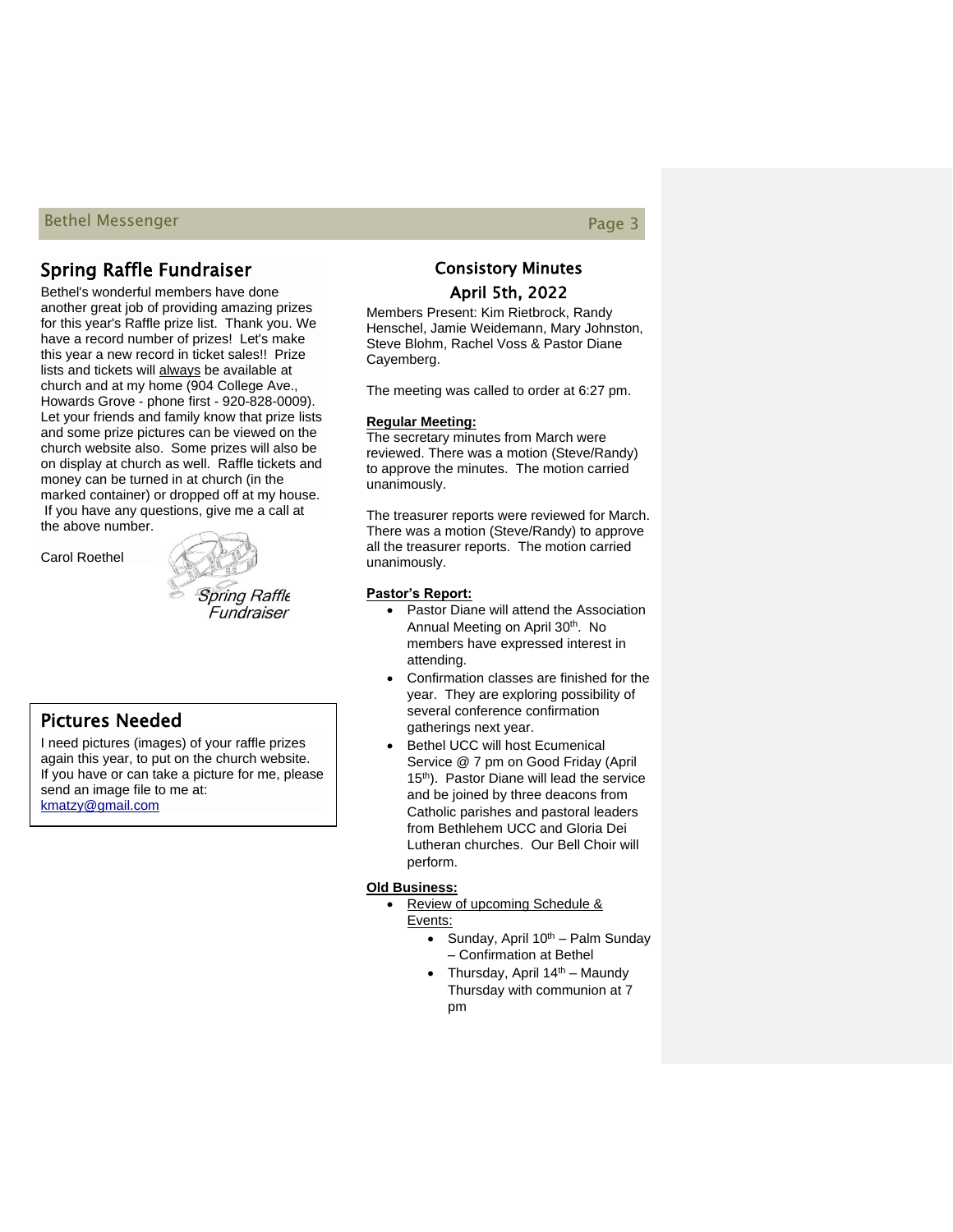## Spring Raffle Fundraiser

Bethel's wonderful members have done another great job of providing amazing prizes for this year's Raffle prize list. Thank you. We have a record number of prizes! Let's make this year a new record in ticket sales!! Prize lists and tickets will always be available at church and at my home (904 College Ave., Howards Grove - phone first - 920-828-0009). Let your friends and family know that prize lists and some prize pictures can be viewed on the church website also. Some prizes will also be on display at church as well. Raffle tickets and money can be turned in at church (in the marked container) or dropped off at my house. If you have any questions, give me a call at the above number.

Carol Roethel

*Spring Raffle Fundraiser*

## Pictures Needed

I need pictures (images) of your raffle prizes again this year, to put on the church website. If you have or can take a picture for me, please send an image file to me at: kmatzy@gmail.com

## Consistory Minutes

## April 5th, 2022

Members Present: Kim Rietbrock, Randy Henschel, Jamie Weidemann, Mary Johnston, Steve Blohm, Rachel Voss & Pastor Diane Cayemberg.

The meeting was called to order at 6:27 pm.

**Regular Meeting:**

The secretary minutes from March were reviewed. There was a motion (Steve/Randy) to approve the minutes. The motion carried unanimously.

The treasurer reports were reviewed for March. There was a motion (Steve/Randy) to approve all the treasurer reports. The motion carried unanimously.

**Pastor's Report:**

- Pastor Diane will attend the Association Annual Meeting on April 30th. No members have expressed interest in attending.
- Confirmation classes are finished for the year. They are exploring possibility of several conference confirmation gatherings next year.
- Bethel UCC will host Ecumenical Service @ 7 pm on Good Friday (April 15th). Pastor Diane will lead the service and be joined by three deacons from Catholic parishes and pastoral leaders from Bethlehem UCC and Gloria Dei Lutheran churches. Our Bell Choir will perform.

**Old Business:**

- Review of upcoming Schedule & Events:
  - Sunday, April 10th – Palm Sunday – Confirmation at Bethel
  - Thursday, April 14th – Maundy Thursday with communion at 7 pm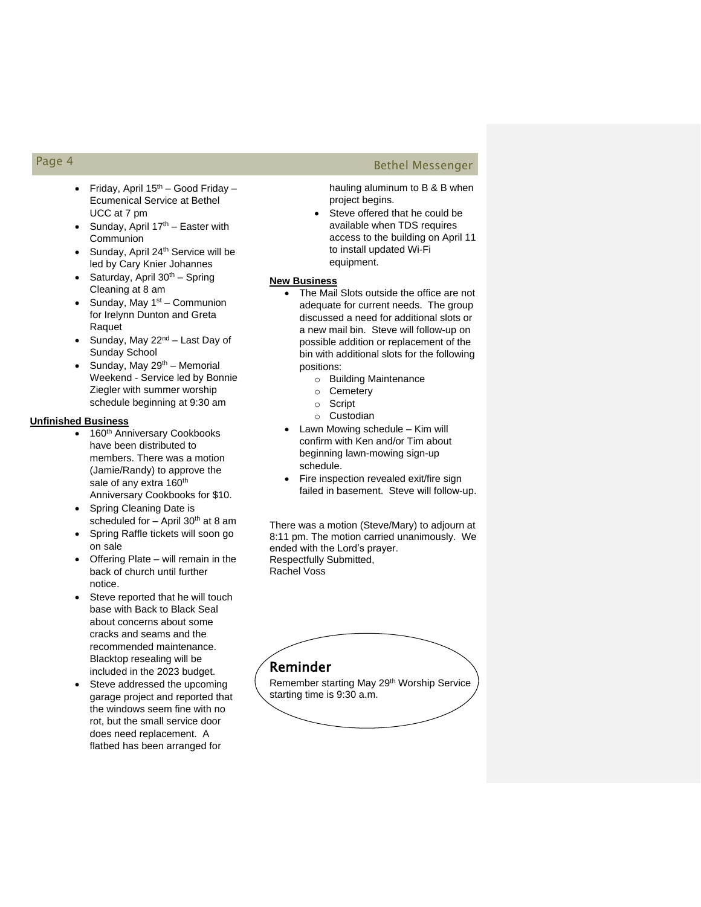- Friday, April 15th – Good Friday – Ecumenical Service at Bethel UCC at 7 pm
- Sunday, April 17th – Easter with Communion
- Sunday, April 24th Service will be led by Cary Knier Johannes
- Saturday, April 30th – Spring Cleaning at 8 am
- Sunday, May 1st – Communion for Irelynn Dunton and Greta Raquet
- Sunday, May 22nd – Last Day of Sunday School
- Sunday, May 29th – Memorial Weekend - Service led by Bonnie Ziegler with summer worship schedule beginning at 9:30 am

**Unfinished Business**

- 160th Anniversary Cookbooks have been distributed to members. There was a motion (Jamie/Randy) to approve the sale of any extra 160th Anniversary Cookbooks for $10.
- Spring Cleaning Date is scheduled for – April 30th at 8 am
- Spring Raffle tickets will soon go on sale
- Offering Plate – will remain in the back of church until further notice.
- Steve reported that he will touch base with Back to Black Seal about concerns about some cracks and seams and the recommended maintenance. Blacktop resealing will be included in the 2023 budget.
- Steve addressed the upcoming garage project and reported that the windows seem fine with no rot, but the small service door does need replacement. A flatbed has been arranged for hauling aluminum to B & B when project begins.
- Steve offered that he could be available when TDS requires access to the building on April 11 to install updated Wi-Fi equipment.

**New Business**

- The Mail Slots outside the office are not adequate for current needs. The group discussed a need for additional slots or a new mail bin. Steve will follow-up on possible addition or replacement of the bin with additional slots for the following positions:
  - Building Maintenance
  - Cemetery
  - Script
  - Custodian
- Lawn Mowing schedule – Kim will confirm with Ken and/or Tim about beginning lawn-mowing sign-up schedule.
- Fire inspection revealed exit/fire sign failed in basement. Steve will follow-up.

There was a motion (Steve/Mary) to adjourn at 8:11 pm. The motion carried unanimously. We ended with the Lord's prayer.
Respectfully Submitted,
Rachel Voss

## Reminder

Remember starting May 29th Worship Service starting time is 9:30 a.m.